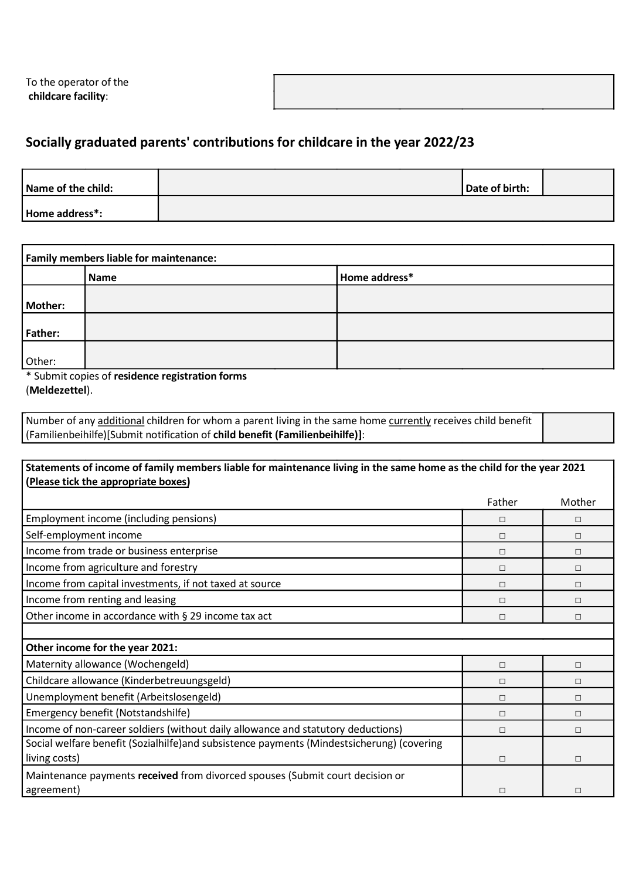| To the operator of the **childcare facility**: | |
|---|---|

## Socially graduated parents' contributions for childcare in the year 2022/23

| **Name of the child:** | | **Date of birth:** | |
|---|---|---|---|
| **Home address*:** | | | |

| **Family members liable for maintenance:** | | |
|---|---|---|
| | **Name** | **Home address*** |
| **Mother:** | | |
| **Father:** | | |
| Other: | | |

\* Submit copies of **residence registration forms** (**Meldezettel**).

| Number of any additional children for whom a parent living in the same home currently receives child benefit (Familienbeihilfe)[Submit notification of **child benefit (Familienbeihilfe)]**: | |
|---|---|

| **Statements of income of family members liable for maintenance living in the same home as the child for the year 2021 (Please tick the appropriate boxes)** | Father | Mother |
|---|---|---|
| Employment income (including pensions) | □ | □ |
| Self-employment income | □ | □ |
| Income from trade or business enterprise | □ | □ |
| Income from agriculture and forestry | □ | □ |
| Income from capital investments, if not taxed at source | □ | □ |
| Income from renting and leasing | □ | □ |
| Other income in accordance with § 29 income tax act | □ | □ |
| | | |
| **Other income for the year 2021:** | | |
| Maternity allowance (Wochengeld) | □ | □ |
| Childcare allowance (Kinderbetreuungsgeld) | □ | □ |
| Unemployment benefit (Arbeitslosengeld) | □ | □ |
| Emergency benefit (Notstandshilfe) | □ | □ |
| Income of non-career soldiers (without daily allowance and statutory deductions) | □ | □ |
| Social welfare benefit (Sozialhilfe)and subsistence payments (Mindestsicherung) (covering living costs) | □ | □ |
| Maintenance payments **received** from divorced spouses (Submit court decision or agreement) | □ | □ |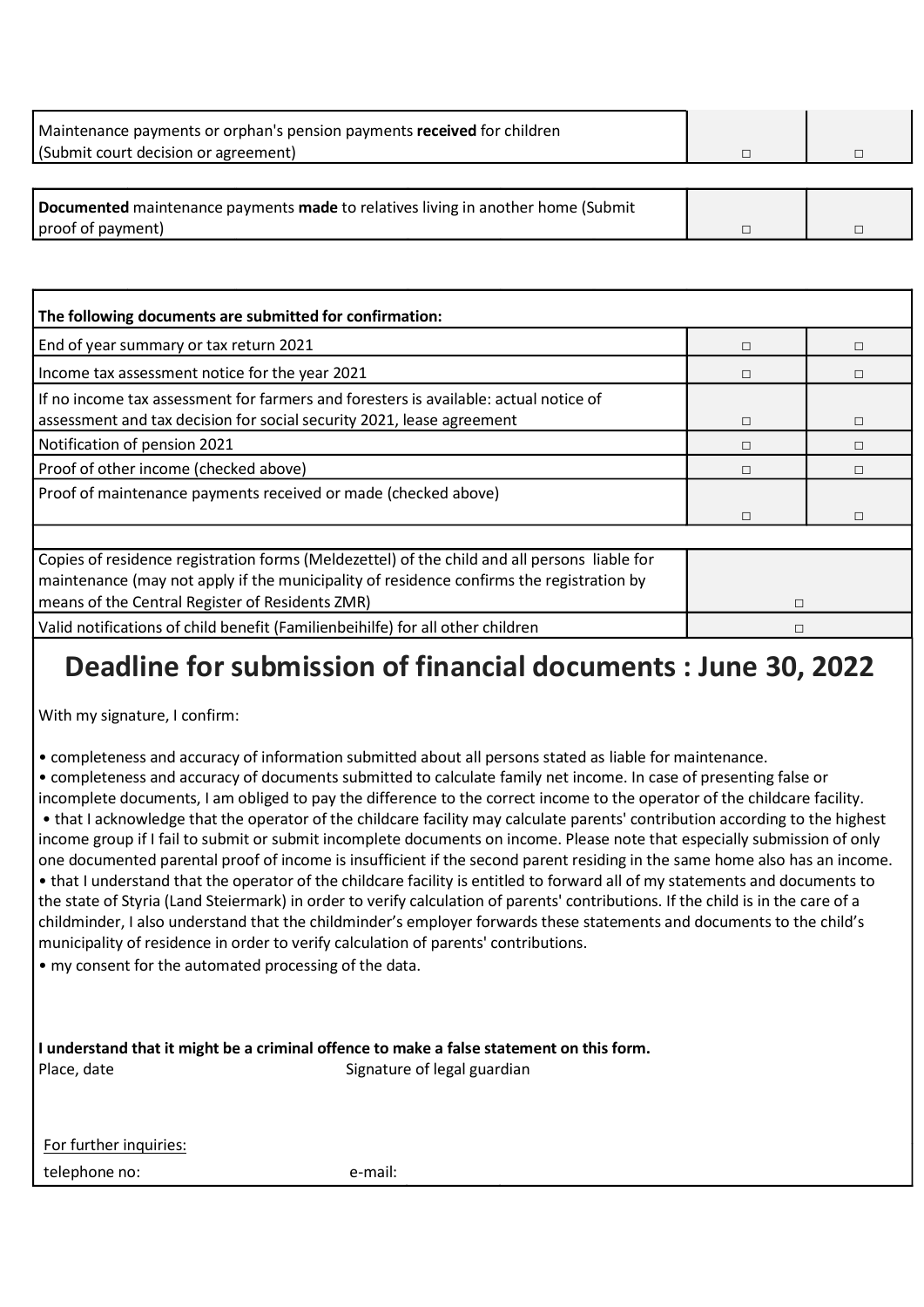| | | |
|---|---|---|
| Maintenance payments or orphan's pension payments **received** for children (Submit court decision or agreement) | □ | □ |

| | | |
|---|---|---|
| **Documented** maintenance payments **made** to relatives living in another home (Submit proof of payment) | □ | □ |

| **The following documents are submitted for confirmation:** | | |
|---|---|---|
| End of year summary or tax return 2021 | □ | □ |
| Income tax assessment notice for the year 2021 | □ | □ |
| If no income tax assessment for farmers and foresters is available: actual notice of assessment and tax decision for social security 2021, lease agreement | □ | □ |
| Notification of pension 2021 | □ | □ |
| Proof of other income (checked above) | □ | □ |
| Proof of maintenance payments received or made (checked above) | □ | □ |
| | | |
| Copies of residence registration forms (Meldezettel) of the child and all persons liable for maintenance (may not apply if the municipality of residence confirms the registration by means of the Central Register of Residents ZMR) | □ | |
| Valid notifications of child benefit (Familienbeihilfe) for all other children | □ | |

# Deadline for submission of financial documents : June 30, 2022

With my signature, I confirm:

- completeness and accuracy of information submitted about all persons stated as liable for maintenance.
- completeness and accuracy of documents submitted to calculate family net income. In case of presenting false or incomplete documents, I am obliged to pay the difference to the correct income to the operator of the childcare facility.
- that I acknowledge that the operator of the childcare facility may calculate parents' contribution according to the highest income group if I fail to submit or submit incomplete documents on income. Please note that especially submission of only one documented parental proof of income is insufficient if the second parent residing in the same home also has an income.
- that I understand that the operator of the childcare facility is entitled to forward all of my statements and documents to the state of Styria (Land Steiermark) in order to verify calculation of parents' contributions. If the child is in the care of a childminder, I also understand that the childminder's employer forwards these statements and documents to the child's municipality of residence in order to verify calculation of parents' contributions.
- my consent for the automated processing of the data.

**I understand that it might be a criminal offence to make a false statement on this form.**

Place, date　　　　　　　　　　Signature of legal guardian

For further inquiries:

telephone no:　　　　　　　　　　e-mail: